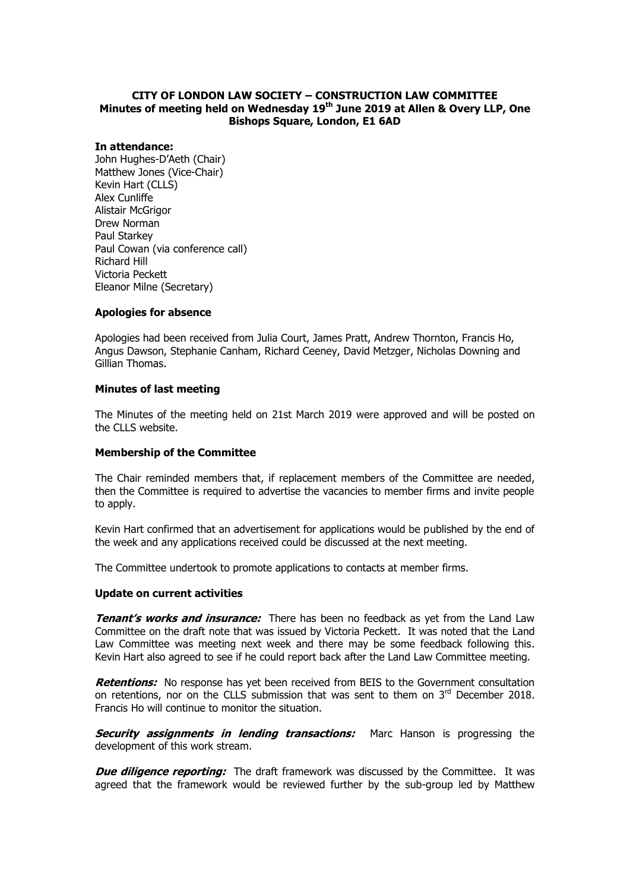**CITY OF LONDON LAW SOCIETY – CONSTRUCTION LAW COMMITTEE**
**Minutes of meeting held on Wednesday 19th June 2019 at Allen & Overy LLP, One Bishops Square, London, E1 6AD**

**In attendance:**

John Hughes-D'Aeth (Chair)
Matthew Jones (Vice-Chair)
Kevin Hart (CLLS)
Alex Cunliffe
Alistair McGrigor
Drew Norman
Paul Starkey
Paul Cowan (via conference call)
Richard Hill
Victoria Peckett
Eleanor Milne (Secretary)

**Apologies for absence**

Apologies had been received from Julia Court, James Pratt, Andrew Thornton, Francis Ho, Angus Dawson, Stephanie Canham, Richard Ceeney, David Metzger, Nicholas Downing and Gillian Thomas.

**Minutes of last meeting**

The Minutes of the meeting held on 21st March 2019 were approved and will be posted on the CLLS website.

**Membership of the Committee**

The Chair reminded members that, if replacement members of the Committee are needed, then the Committee is required to advertise the vacancies to member firms and invite people to apply.

Kevin Hart confirmed that an advertisement for applications would be published by the end of the week and any applications received could be discussed at the next meeting.

The Committee undertook to promote applications to contacts at member firms.

**Update on current activities**

***Tenant's works and insurance:*** There has been no feedback as yet from the Land Law Committee on the draft note that was issued by Victoria Peckett. It was noted that the Land Law Committee was meeting next week and there may be some feedback following this. Kevin Hart also agreed to see if he could report back after the Land Law Committee meeting.

***Retentions:*** No response has yet been received from BEIS to the Government consultation on retentions, nor on the CLLS submission that was sent to them on 3rd December 2018. Francis Ho will continue to monitor the situation.

***Security assignments in lending transactions:*** Marc Hanson is progressing the development of this work stream.

***Due diligence reporting:*** The draft framework was discussed by the Committee. It was agreed that the framework would be reviewed further by the sub-group led by Matthew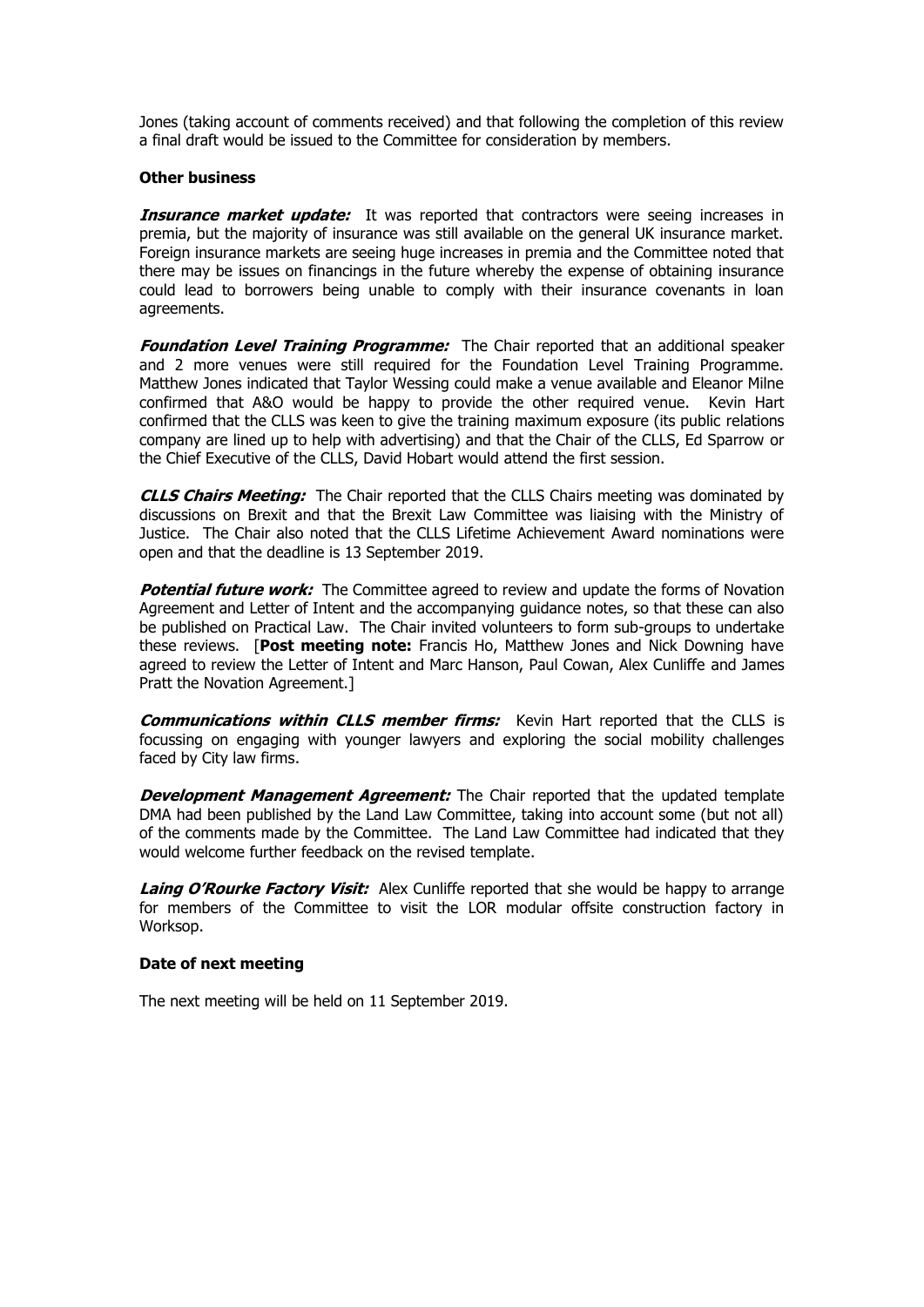Jones (taking account of comments received) and that following the completion of this review a final draft would be issued to the Committee for consideration by members.

**Other business**

***Insurance market update:*** It was reported that contractors were seeing increases in premia, but the majority of insurance was still available on the general UK insurance market. Foreign insurance markets are seeing huge increases in premia and the Committee noted that there may be issues on financings in the future whereby the expense of obtaining insurance could lead to borrowers being unable to comply with their insurance covenants in loan agreements.

***Foundation Level Training Programme:*** The Chair reported that an additional speaker and 2 more venues were still required for the Foundation Level Training Programme. Matthew Jones indicated that Taylor Wessing could make a venue available and Eleanor Milne confirmed that A&O would be happy to provide the other required venue. Kevin Hart confirmed that the CLLS was keen to give the training maximum exposure (its public relations company are lined up to help with advertising) and that the Chair of the CLLS, Ed Sparrow or the Chief Executive of the CLLS, David Hobart would attend the first session.

***CLLS Chairs Meeting:*** The Chair reported that the CLLS Chairs meeting was dominated by discussions on Brexit and that the Brexit Law Committee was liaising with the Ministry of Justice. The Chair also noted that the CLLS Lifetime Achievement Award nominations were open and that the deadline is 13 September 2019.

***Potential future work:*** The Committee agreed to review and update the forms of Novation Agreement and Letter of Intent and the accompanying guidance notes, so that these can also be published on Practical Law. The Chair invited volunteers to form sub-groups to undertake these reviews. [**Post meeting note:** Francis Ho, Matthew Jones and Nick Downing have agreed to review the Letter of Intent and Marc Hanson, Paul Cowan, Alex Cunliffe and James Pratt the Novation Agreement.]

***Communications within CLLS member firms:*** Kevin Hart reported that the CLLS is focussing on engaging with younger lawyers and exploring the social mobility challenges faced by City law firms.

***Development Management Agreement:*** The Chair reported that the updated template DMA had been published by the Land Law Committee, taking into account some (but not all) of the comments made by the Committee. The Land Law Committee had indicated that they would welcome further feedback on the revised template.

***Laing O'Rourke Factory Visit:*** Alex Cunliffe reported that she would be happy to arrange for members of the Committee to visit the LOR modular offsite construction factory in Worksop.

**Date of next meeting**

The next meeting will be held on 11 September 2019.